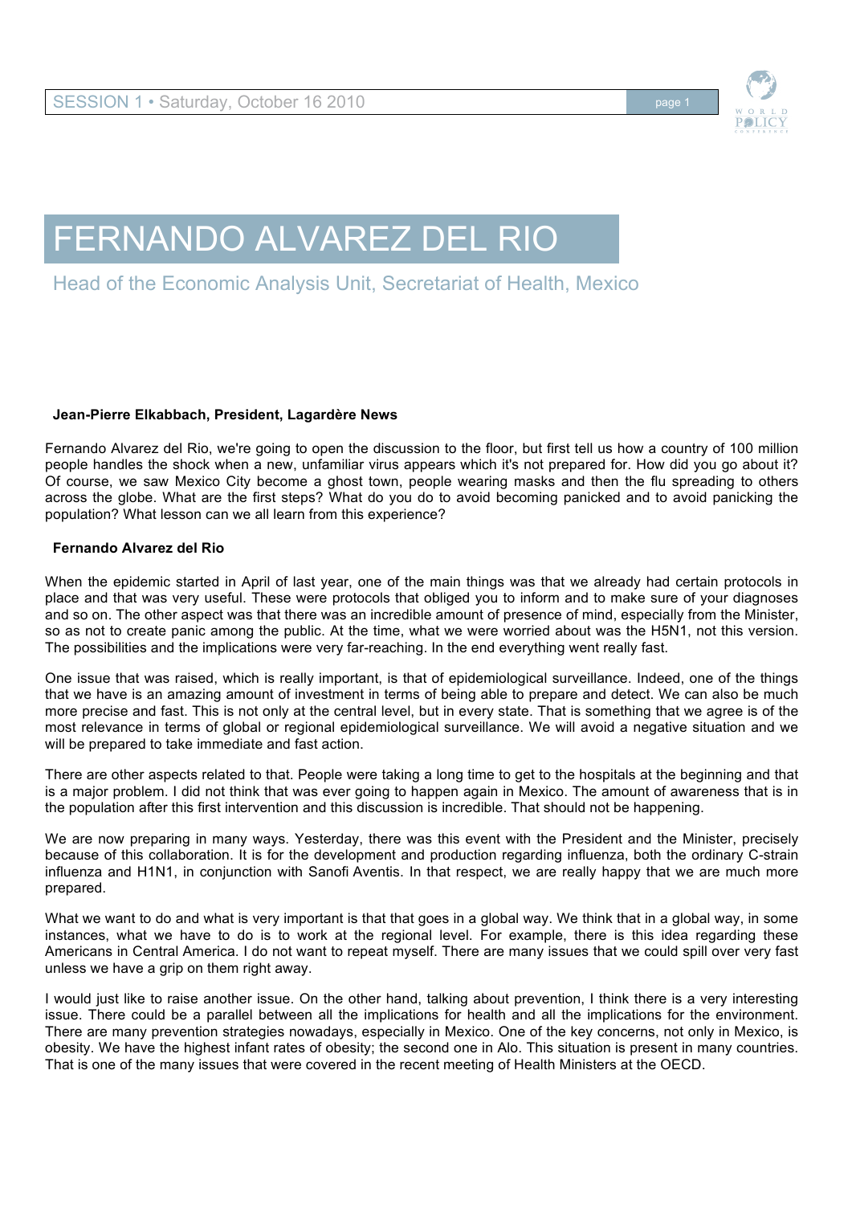# FERNANDO ALVAREZ DEL RIO

## Head of the Economic Analysis Unit, Secretariat of Health, Mexico

**Jean-Pierre Elkabbach, President, Lagardère News**

Fernando Alvarez del Rio, we're going to open the discussion to the floor, but first tell us how a country of 100 million people handles the shock when a new, unfamiliar virus appears which it's not prepared for. How did you go about it? Of course, we saw Mexico City become a ghost town, people wearing masks and then the flu spreading to others across the globe. What are the first steps? What do you do to avoid becoming panicked and to avoid panicking the population? What lesson can we all learn from this experience?

**Fernando Alvarez del Rio**

When the epidemic started in April of last year, one of the main things was that we already had certain protocols in place and that was very useful. These were protocols that obliged you to inform and to make sure of your diagnoses and so on. The other aspect was that there was an incredible amount of presence of mind, especially from the Minister, so as not to create panic among the public. At the time, what we were worried about was the H5N1, not this version. The possibilities and the implications were very far-reaching. In the end everything went really fast.

One issue that was raised, which is really important, is that of epidemiological surveillance. Indeed, one of the things that we have is an amazing amount of investment in terms of being able to prepare and detect. We can also be much more precise and fast. This is not only at the central level, but in every state. That is something that we agree is of the most relevance in terms of global or regional epidemiological surveillance. We will avoid a negative situation and we will be prepared to take immediate and fast action.

There are other aspects related to that. People were taking a long time to get to the hospitals at the beginning and that is a major problem. I did not think that was ever going to happen again in Mexico. The amount of awareness that is in the population after this first intervention and this discussion is incredible. That should not be happening.

We are now preparing in many ways. Yesterday, there was this event with the President and the Minister, precisely because of this collaboration. It is for the development and production regarding influenza, both the ordinary C-strain influenza and H1N1, in conjunction with Sanofi Aventis. In that respect, we are really happy that we are much more prepared.

What we want to do and what is very important is that that goes in a global way. We think that in a global way, in some instances, what we have to do is to work at the regional level. For example, there is this idea regarding these Americans in Central America. I do not want to repeat myself. There are many issues that we could spill over very fast unless we have a grip on them right away.

I would just like to raise another issue. On the other hand, talking about prevention, I think there is a very interesting issue. There could be a parallel between all the implications for health and all the implications for the environment. There are many prevention strategies nowadays, especially in Mexico. One of the key concerns, not only in Mexico, is obesity. We have the highest infant rates of obesity; the second one in Alo. This situation is present in many countries. That is one of the many issues that were covered in the recent meeting of Health Ministers at the OECD.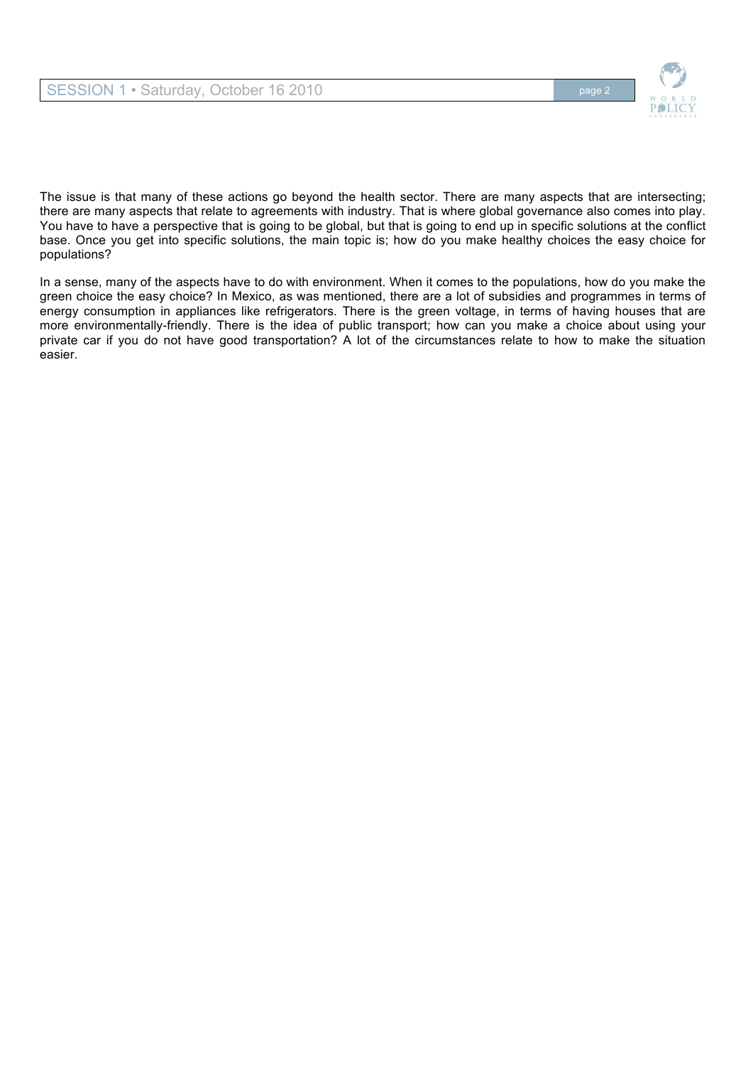The issue is that many of these actions go beyond the health sector. There are many aspects that are intersecting; there are many aspects that relate to agreements with industry. That is where global governance also comes into play. You have to have a perspective that is going to be global, but that is going to end up in specific solutions at the conflict base. Once you get into specific solutions, the main topic is; how do you make healthy choices the easy choice for populations?

In a sense, many of the aspects have to do with environment. When it comes to the populations, how do you make the green choice the easy choice? In Mexico, as was mentioned, there are a lot of subsidies and programmes in terms of energy consumption in appliances like refrigerators. There is the green voltage, in terms of having houses that are more environmentally-friendly. There is the idea of public transport; how can you make a choice about using your private car if you do not have good transportation? A lot of the circumstances relate to how to make the situation easier.